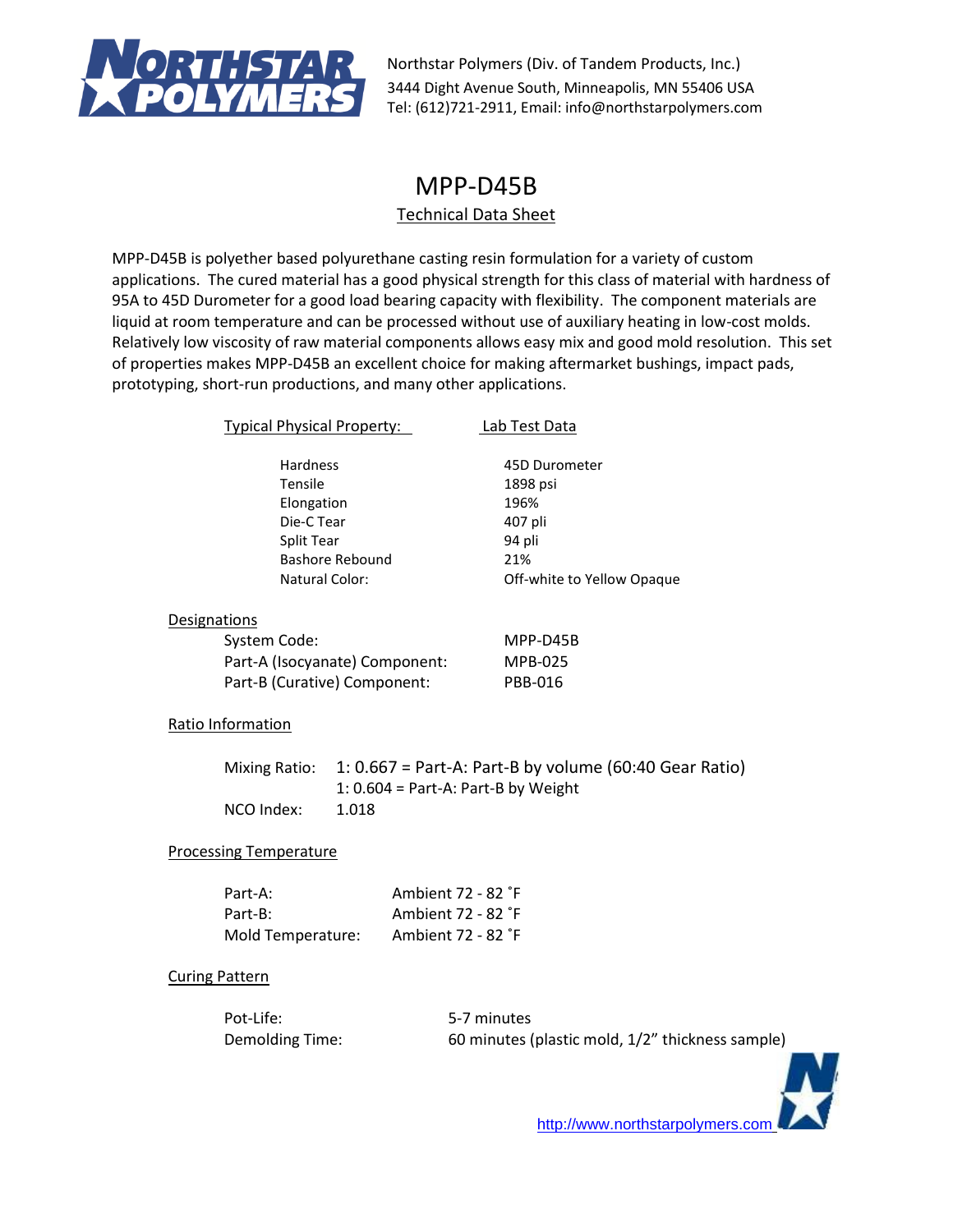Northstar Polymers (Div. of Tandem Products, Inc.)
3444 Dight Avenue South, Minneapolis, MN 55406 USA
Tel: (612)721-2911, Email: info@northstarpolymers.com

# MPP-D45B

## Technical Data Sheet

MPP-D45B is polyether based polyurethane casting resin formulation for a variety of custom applications. The cured material has a good physical strength for this class of material with hardness of 95A to 45D Durometer for a good load bearing capacity with flexibility. The component materials are liquid at room temperature and can be processed without use of auxiliary heating in low-cost molds. Relatively low viscosity of raw material components allows easy mix and good mold resolution. This set of properties makes MPP-D45B an excellent choice for making aftermarket bushings, impact pads, prototyping, short-run productions, and many other applications.

| Typical Physical Property: | Lab Test Data |
|---|---|
| Hardness | 45D Durometer |
| Tensile | 1898 psi |
| Elongation | 196% |
| Die-C Tear | 407 pli |
| Split Tear | 94 pli |
| Bashore Rebound | 21% |
| Natural Color: | Off-white to Yellow Opaque |

### Designations

| | |
|---|---|
| System Code: | MPP-D45B |
| Part-A (Isocyanate) Component: | MPB-025 |
| Part-B (Curative) Component: | PBB-016 |

### Ratio Information

Mixing Ratio: 1: 0.667 = Part-A: Part-B by volume (60:40 Gear Ratio)
1: 0.604 = Part-A: Part-B by Weight

NCO Index: 1.018

### Processing Temperature

| | |
|---|---|
| Part-A: | Ambient 72 - 82 ˚F |
| Part-B: | Ambient 72 - 82 ˚F |
| Mold Temperature: | Ambient 72 - 82 ˚F |

### Curing Pattern

| | |
|---|---|
| Pot-Life: | 5-7 minutes |
| Demolding Time: | 60 minutes (plastic mold, 1/2" thickness sample) |

http://www.northstarpolymers.com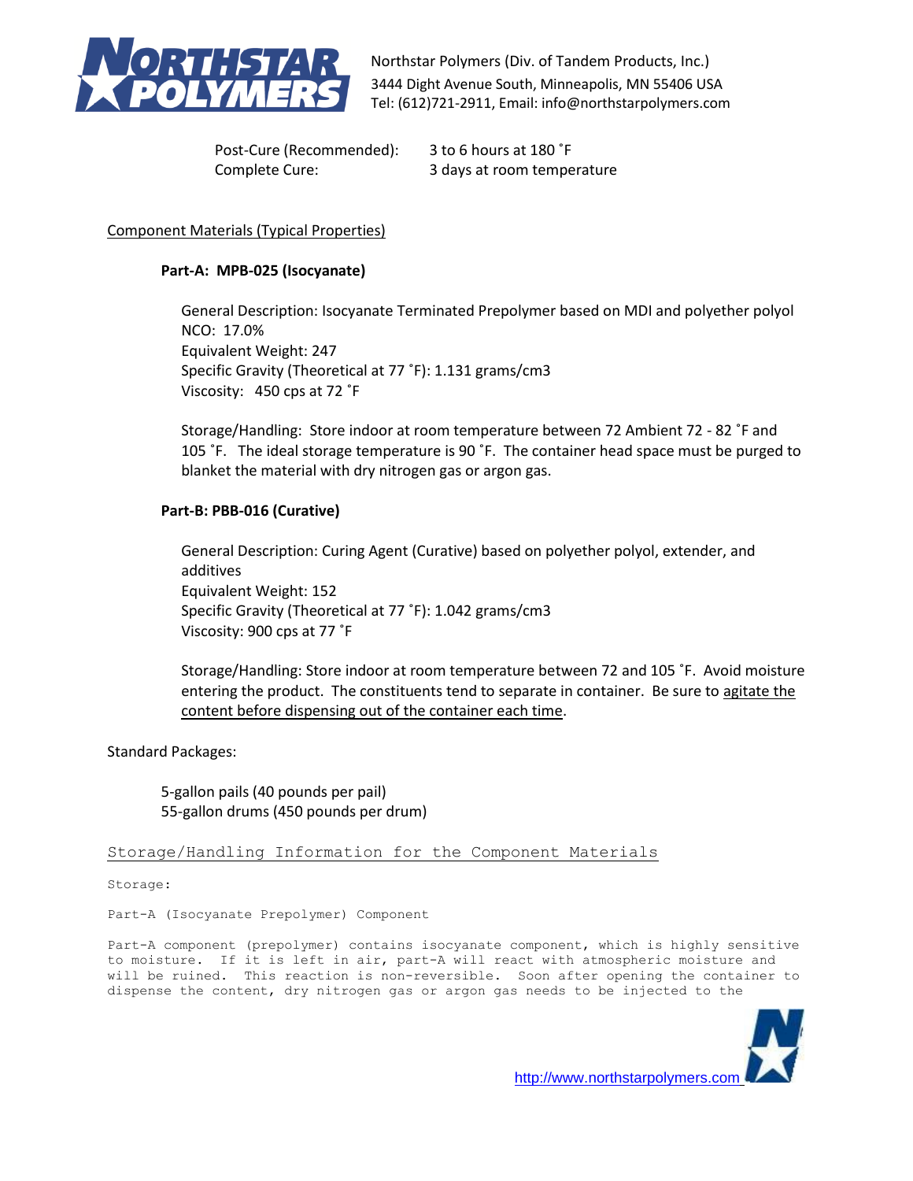Post-Cure (Recommended): 3 to 6 hours at 180 ˚F
Complete Cure: 3 days at room temperature

Component Materials (Typical Properties)

**Part-A: MPB-025 (Isocyanate)**

General Description: Isocyanate Terminated Prepolymer based on MDI and polyether polyol
NCO: 17.0%
Equivalent Weight: 247
Specific Gravity (Theoretical at 77 ˚F): 1.131 grams/cm3
Viscosity: 450 cps at 72 ˚F

Storage/Handling: Store indoor at room temperature between 72 Ambient 72 - 82 ˚F and 105 ˚F. The ideal storage temperature is 90 ˚F. The container head space must be purged to blanket the material with dry nitrogen gas or argon gas.

**Part-B: PBB-016 (Curative)**

General Description: Curing Agent (Curative) based on polyether polyol, extender, and additives
Equivalent Weight: 152
Specific Gravity (Theoretical at 77 ˚F): 1.042 grams/cm3
Viscosity: 900 cps at 77 ˚F

Storage/Handling: Store indoor at room temperature between 72 and 105 ˚F. Avoid moisture entering the product. The constituents tend to separate in container. Be sure to agitate the content before dispensing out of the container each time.

Standard Packages:

5-gallon pails (40 pounds per pail)
55-gallon drums (450 pounds per drum)

Storage/Handling Information for the Component Materials

Storage:

Part-A (Isocyanate Prepolymer) Component

Part-A component (prepolymer) contains isocyanate component, which is highly sensitive to moisture. If it is left in air, part-A will react with atmospheric moisture and will be ruined. This reaction is non-reversible. Soon after opening the container to dispense the content, dry nitrogen gas or argon gas needs to be injected to the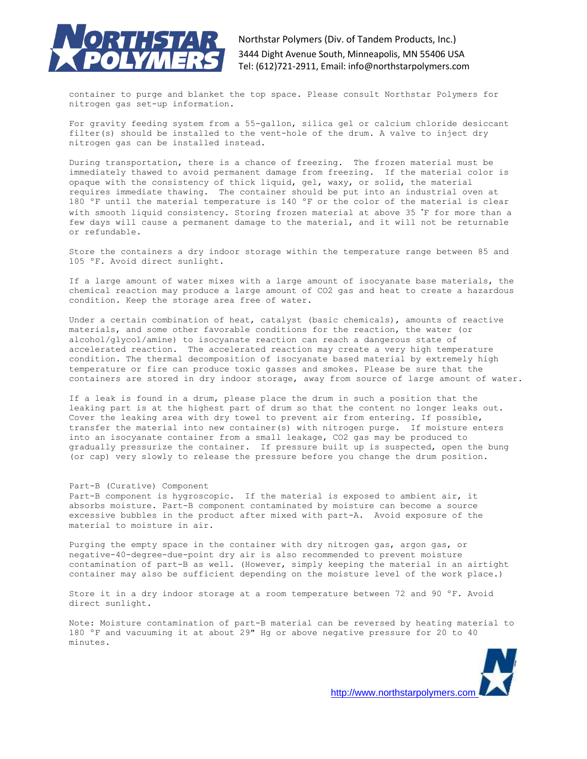container to purge and blanket the top space. Please consult Northstar Polymers for nitrogen gas set-up information.

For gravity feeding system from a 55-gallon, silica gel or calcium chloride desiccant filter(s) should be installed to the vent-hole of the drum. A valve to inject dry nitrogen gas can be installed instead.

During transportation, there is a chance of freezing. The frozen material must be immediately thawed to avoid permanent damage from freezing. If the material color is opaque with the consistency of thick liquid, gel, waxy, or solid, the material requires immediate thawing. The container should be put into an industrial oven at 180 °F until the material temperature is 140 °F or the color of the material is clear with smooth liquid consistency. Storing frozen material at above 35 ˚F for more than a few days will cause a permanent damage to the material, and it will not be returnable or refundable.

Store the containers a dry indoor storage within the temperature range between 85 and 105 °F. Avoid direct sunlight.

If a large amount of water mixes with a large amount of isocyanate base materials, the chemical reaction may produce a large amount of $CO_2$ gas and heat to create a hazardous condition. Keep the storage area free of water.

Under a certain combination of heat, catalyst (basic chemicals), amounts of reactive materials, and some other favorable conditions for the reaction, the water (or alcohol/glycol/amine) to isocyanate reaction can reach a dangerous state of accelerated reaction. The accelerated reaction may create a very high temperature condition. The thermal decomposition of isocyanate based material by extremely high temperature or fire can produce toxic gasses and smokes. Please be sure that the containers are stored in dry indoor storage, away from source of large amount of water.

If a leak is found in a drum, please place the drum in such a position that the leaking part is at the highest part of drum so that the content no longer leaks out. Cover the leaking area with dry towel to prevent air from entering. If possible, transfer the material into new container(s) with nitrogen purge. If moisture enters into an isocyanate container from a small leakage, $CO_2$ gas may be produced to gradually pressurize the container. If pressure built up is suspected, open the bung (or cap) very slowly to release the pressure before you change the drum position.

Part-B (Curative) Component

Part-B component is hygroscopic. If the material is exposed to ambient air, it absorbs moisture. Part-B component contaminated by moisture can become a source excessive bubbles in the product after mixed with part-A. Avoid exposure of the material to moisture in air.

Purging the empty space in the container with dry nitrogen gas, argon gas, or negative-40-degree-due-point dry air is also recommended to prevent moisture contamination of part-B as well. (However, simply keeping the material in an airtight container may also be sufficient depending on the moisture level of the work place.)

Store it in a dry indoor storage at a room temperature between 72 and 90 °F. Avoid direct sunlight.

Note: Moisture contamination of part-B material can be reversed by heating material to 180 °F and vacuuming it at about 29" Hg or above negative pressure for 20 to 40 minutes.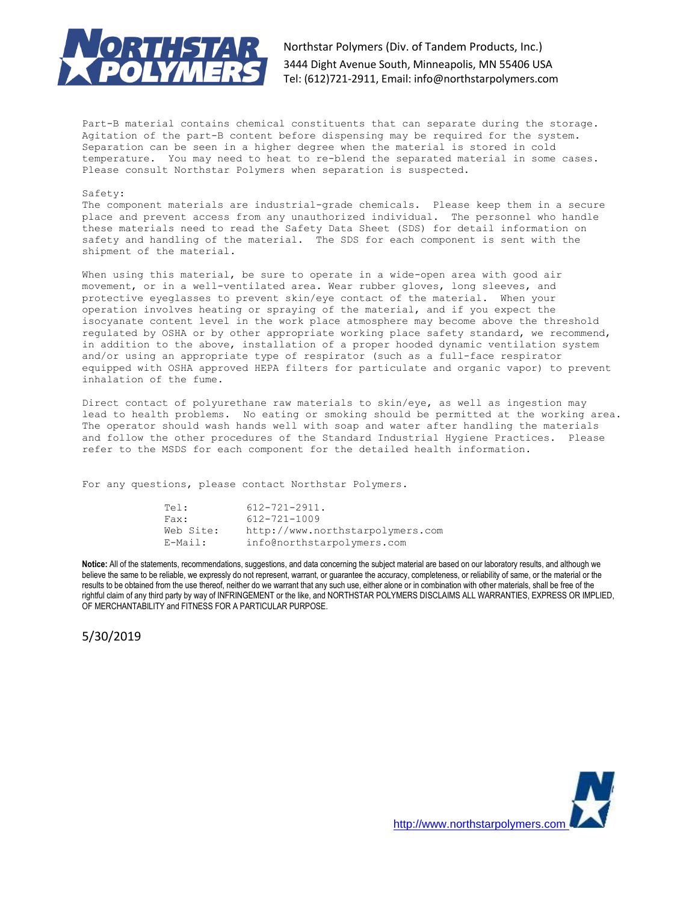Part-B material contains chemical constituents that can separate during the storage. Agitation of the part-B content before dispensing may be required for the system. Separation can be seen in a higher degree when the material is stored in cold temperature. You may need to heat to re-blend the separated material in some cases. Please consult Northstar Polymers when separation is suspected.

Safety:
The component materials are industrial-grade chemicals. Please keep them in a secure place and prevent access from any unauthorized individual. The personnel who handle these materials need to read the Safety Data Sheet (SDS) for detail information on safety and handling of the material. The SDS for each component is sent with the shipment of the material.

When using this material, be sure to operate in a wide-open area with good air movement, or in a well-ventilated area. Wear rubber gloves, long sleeves, and protective eyeglasses to prevent skin/eye contact of the material. When your operation involves heating or spraying of the material, and if you expect the isocyanate content level in the work place atmosphere may become above the threshold regulated by OSHA or by other appropriate working place safety standard, we recommend, in addition to the above, installation of a proper hooded dynamic ventilation system and/or using an appropriate type of respirator (such as a full-face respirator equipped with OSHA approved HEPA filters for particulate and organic vapor) to prevent inhalation of the fume.

Direct contact of polyurethane raw materials to skin/eye, as well as ingestion may lead to health problems. No eating or smoking should be permitted at the working area. The operator should wash hands well with soap and water after handling the materials and follow the other procedures of the Standard Industrial Hygiene Practices. Please refer to the MSDS for each component for the detailed health information.

For any questions, please contact Northstar Polymers.

| | |
|---|---|
| Tel: | 612-721-2911. |
| Fax: | 612-721-1009 |
| Web Site: | http://www.northstarpolymers.com |
| E-Mail: | info@northstarpolymers.com |

**Notice:** All of the statements, recommendations, suggestions, and data concerning the subject material are based on our laboratory results, and although we believe the same to be reliable, we expressly do not represent, warrant, or guarantee the accuracy, completeness, or reliability of same, or the material or the results to be obtained from the use thereof, neither do we warrant that any such use, either alone or in combination with other materials, shall be free of the rightful claim of any third party by way of INFRINGEMENT or the like, and NORTHSTAR POLYMERS DISCLAIMS ALL WARRANTIES, EXPRESS OR IMPLIED, OF MERCHANTABILITY and FITNESS FOR A PARTICULAR PURPOSE.

5/30/2019